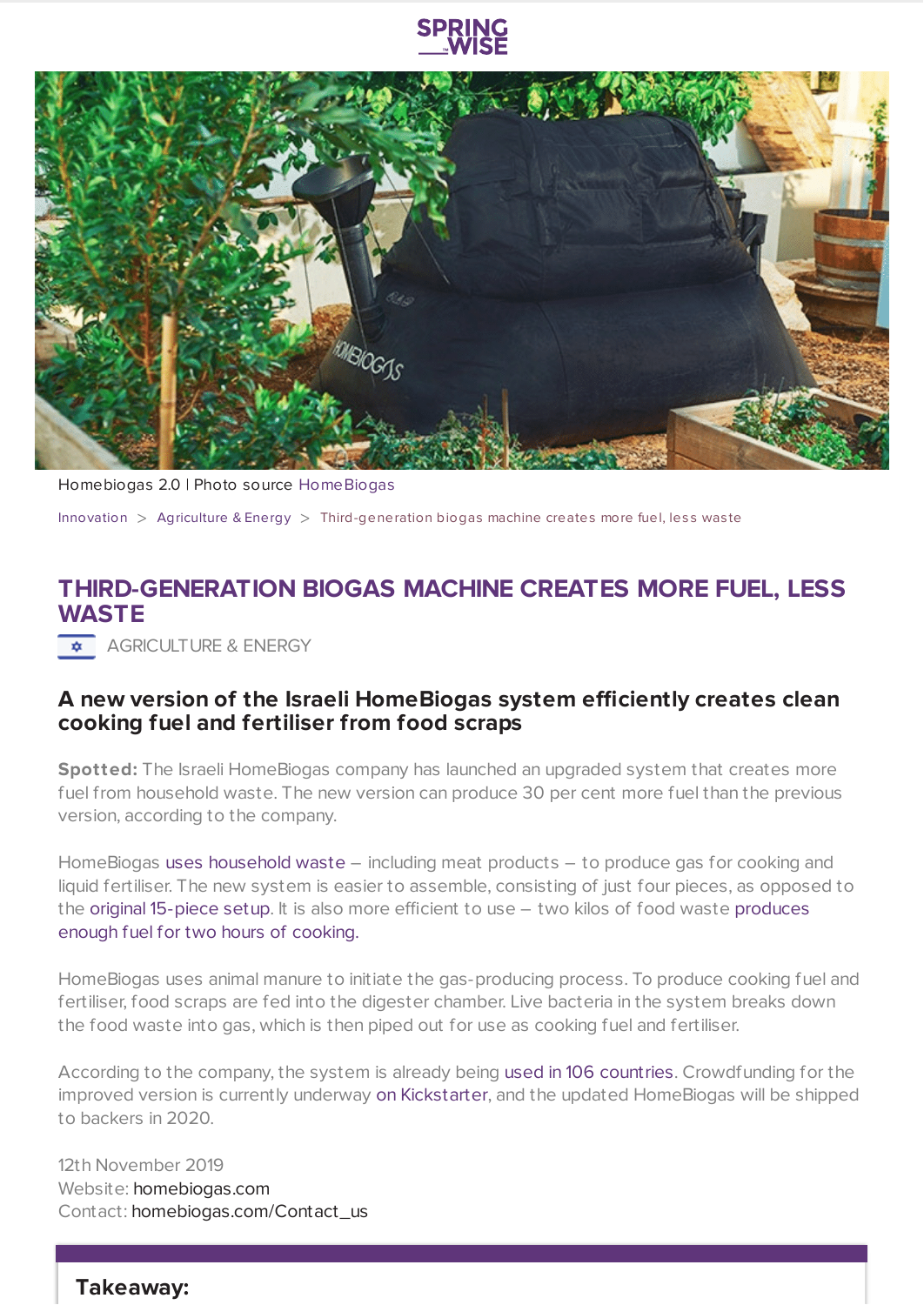SPRING WISE

Homebiogas 2.0 | Photo source HomeBiogas

Innovation > Agriculture & Energy > Third-generation biogas machine creates more fuel, less waste

# THIRD-GENERATION BIOGAS MACHINE CREATES MORE FUEL, LESS WASTE

AGRICULTURE & ENERGY

## A new version of the Israeli HomeBiogas system efficiently creates clean cooking fuel and fertiliser from food scraps

**Spotted:** The Israeli HomeBiogas company has launched an upgraded system that creates more fuel from household waste. The new version can produce 30 per cent more fuel than the previous version, according to the company.

HomeBiogas uses household waste – including meat products – to produce gas for cooking and liquid fertiliser. The new system is easier to assemble, consisting of just four pieces, as opposed to the original 15-piece setup. It is also more efficient to use – two kilos of food waste produces enough fuel for two hours of cooking.

HomeBiogas uses animal manure to initiate the gas-producing process. To produce cooking fuel and fertiliser, food scraps are fed into the digester chamber. Live bacteria in the system breaks down the food waste into gas, which is then piped out for use as cooking fuel and fertiliser.

According to the company, the system is already being used in 106 countries. Crowdfunding for the improved version is currently underway on Kickstarter, and the updated HomeBiogas will be shipped to backers in 2020.

12th November 2019
Website: homebiogas.com
Contact: homebiogas.com/Contact_us

### Takeaway: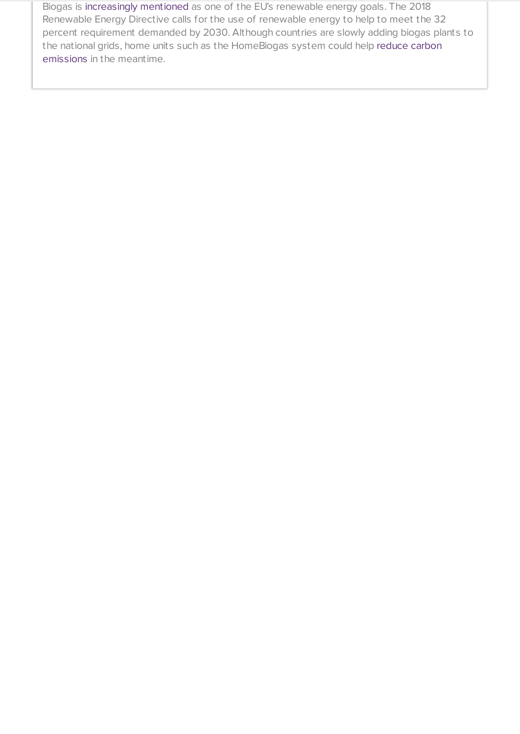Biogas is increasingly mentioned as one of the EU's renewable energy goals. The 2018 Renewable Energy Directive calls for the use of renewable energy to help to meet the 32 percent requirement demanded by 2030. Although countries are slowly adding biogas plants to the national grids, home units such as the HomeBiogas system could help reduce carbon emissions in the meantime.